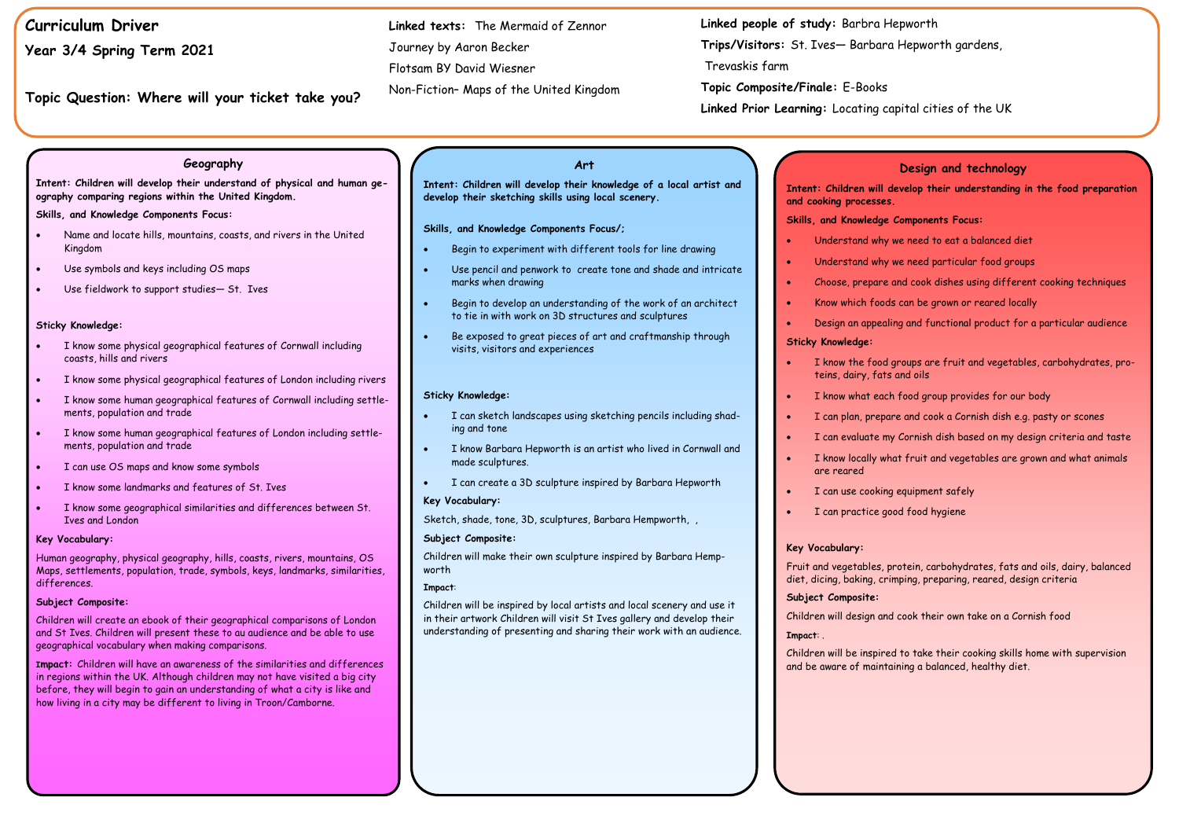# Curriculum Driver

## Year 3/4 Spring Term 2021

**Topic Question: Where will your ticket take you?**

**Linked texts:** The Mermaid of Zennor
Journey by Aaron Becker
Flotsam BY David Wiesner
Non-Fiction– Maps of the United Kingdom

**Linked people of study:** Barbra Hepworth
**Trips/Visitors:** St. Ives— Barbara Hepworth gardens, Trevaskis farm
**Topic Composite/Finale:** E-Books
**Linked Prior Learning:** Locating capital cities of the UK

## Geography

**Intent: Children will develop their understand of physical and human geography comparing regions within the United Kingdom.**

**Skills, and Knowledge Components Focus:**

- Name and locate hills, mountains, coasts, and rivers in the United Kingdom
- Use symbols and keys including OS maps
- Use fieldwork to support studies— St. Ives

**Sticky Knowledge:**

- I know some physical geographical features of Cornwall including coasts, hills and rivers
- I know some physical geographical features of London including rivers
- I know some human geographical features of Cornwall including settlements, population and trade
- I know some human geographical features of London including settlements, population and trade
- I can use OS maps and know some symbols
- I know some landmarks and features of St. Ives
- I know some geographical similarities and differences between St. Ives and London

**Key Vocabulary:**

Human geography, physical geography, hills, coasts, rivers, mountains, OS Maps, settlements, population, trade, symbols, keys, landmarks, similarities, differences.

**Subject Composite:**

Children will create an ebook of their geographical comparisons of London and St Ives. Children will present these to au audience and be able to use geographical vocabulary when making comparisons.

**Impact:** Children will have an awareness of the similarities and differences in regions within the UK. Although children may not have visited a big city before, they will begin to gain an understanding of what a city is like and how living in a city may be different to living in Troon/Camborne.

## Art

**Intent: Children will develop their knowledge of a local artist and develop their sketching skills using local scenery.**

**Skills, and Knowledge Components Focus/;**

- Begin to experiment with different tools for line drawing
- Use pencil and penwork to create tone and shade and intricate marks when drawing
- Begin to develop an understanding of the work of an architect to tie in with work on 3D structures and sculptures
- Be exposed to great pieces of art and craftmanship through visits, visitors and experiences

**Sticky Knowledge:**

- I can sketch landscapes using sketching pencils including shading and tone
- I know Barbara Hepworth is an artist who lived in Cornwall and made sculptures.
- I can create a 3D sculpture inspired by Barbara Hepworth

**Key Vocabulary:**

Sketch, shade, tone, 3D, sculptures, Barbara Hempworth, ,

**Subject Composite:**

Children will make their own sculpture inspired by Barbara Hepworth

**Impact:**

Children will be inspired by local artists and local scenery and use it in their artwork Children will visit St Ives gallery and develop their understanding of presenting and sharing their work with an audience.

## Design and technology

**Intent: Children will develop their understanding in the food preparation and cooking processes.**

**Skills, and Knowledge Components Focus:**

- Understand why we need to eat a balanced diet
- Understand why we need particular food groups
- Choose, prepare and cook dishes using different cooking techniques
- Know which foods can be grown or reared locally
- Design an appealing and functional product for a particular audience

**Sticky Knowledge:**

- I know the food groups are fruit and vegetables, carbohydrates, proteins, dairy, fats and oils
- I know what each food group provides for our body
- I can plan, prepare and cook a Cornish dish e.g. pasty or scones
- I can evaluate my Cornish dish based on my design criteria and taste
- I know locally what fruit and vegetables are grown and what animals are reared
- I can use cooking equipment safely
- I can practice good food hygiene

**Key Vocabulary:**

Fruit and vegetables, protein, carbohydrates, fats and oils, dairy, balanced diet, dicing, baking, crimping, preparing, reared, design criteria

**Subject Composite:**

Children will design and cook their own take on a Cornish food

**Impact:** .

Children will be inspired to take their cooking skills home with supervision and be aware of maintaining a balanced, healthy diet.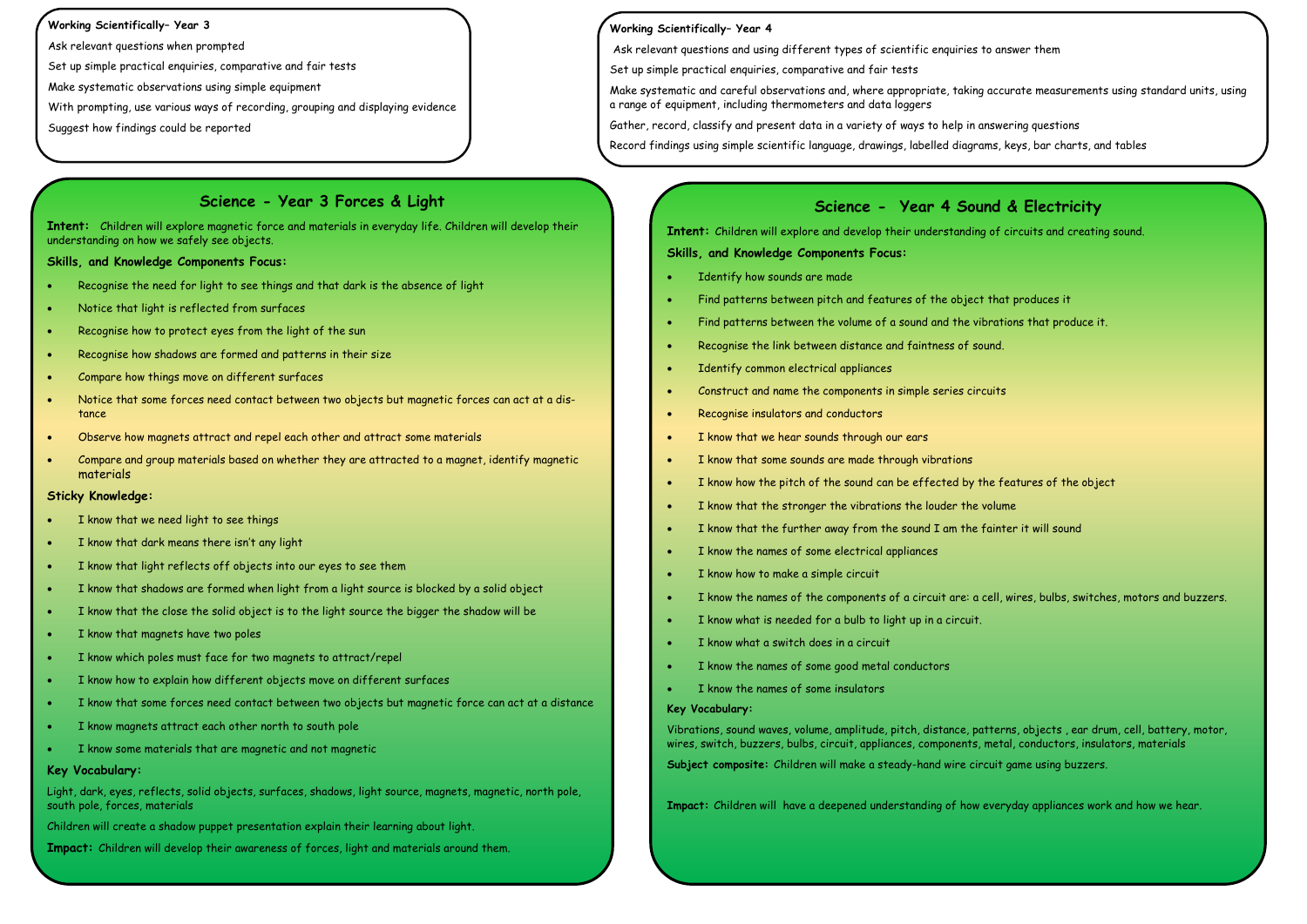**Working Scientifically– Year 3**

Ask relevant questions when prompted

Set up simple practical enquiries, comparative and fair tests

Make systematic observations using simple equipment

With prompting, use various ways of recording, grouping and displaying evidence

Suggest how findings could be reported

## Science - Year 3 Forces & Light

**Intent:** Children will explore magnetic force and materials in everyday life. Children will develop their understanding on how we safely see objects.

**Skills, and Knowledge Components Focus:**

- Recognise the need for light to see things and that dark is the absence of light
- Notice that light is reflected from surfaces
- Recognise how to protect eyes from the light of the sun
- Recognise how shadows are formed and patterns in their size
- Compare how things move on different surfaces
- Notice that some forces need contact between two objects but magnetic forces can act at a distance
- Observe how magnets attract and repel each other and attract some materials
- Compare and group materials based on whether they are attracted to a magnet, identify magnetic materials

**Sticky Knowledge:**

- I know that we need light to see things
- I know that dark means there isn't any light
- I know that light reflects off objects into our eyes to see them
- I know that shadows are formed when light from a light source is blocked by a solid object
- I know that the close the solid object is to the light source the bigger the shadow will be
- I know that magnets have two poles
- I know which poles must face for two magnets to attract/repel
- I know how to explain how different objects move on different surfaces
- I know that some forces need contact between two objects but magnetic force can act at a distance
- I know magnets attract each other north to south pole
- I know some materials that are magnetic and not magnetic

**Key Vocabulary:**

Light, dark, eyes, reflects, solid objects, surfaces, shadows, light source, magnets, magnetic, north pole, south pole, forces, materials

Children will create a shadow puppet presentation explain their learning about light.

**Impact:** Children will develop their awareness of forces, light and materials around them.

**Working Scientifically– Year 4**

Ask relevant questions and using different types of scientific enquiries to answer them

Set up simple practical enquiries, comparative and fair tests

Make systematic and careful observations and, where appropriate, taking accurate measurements using standard units, using a range of equipment, including thermometers and data loggers

Gather, record, classify and present data in a variety of ways to help in answering questions

Record findings using simple scientific language, drawings, labelled diagrams, keys, bar charts, and tables

## Science - Year 4 Sound & Electricity

**Intent:** Children will explore and develop their understanding of circuits and creating sound.

**Skills, and Knowledge Components Focus:**

- Identify how sounds are made
- Find patterns between pitch and features of the object that produces it
- Find patterns between the volume of a sound and the vibrations that produce it.
- Recognise the link between distance and faintness of sound.
- Identify common electrical appliances
- Construct and name the components in simple series circuits
- Recognise insulators and conductors
- I know that we hear sounds through our ears
- I know that some sounds are made through vibrations
- I know how the pitch of the sound can be effected by the features of the object
- I know that the stronger the vibrations the louder the volume
- I know that the further away from the sound I am the fainter it will sound
- I know the names of some electrical appliances
- I know how to make a simple circuit
- I know the names of the components of a circuit are: a cell, wires, bulbs, switches, motors and buzzers.
- I know what is needed for a bulb to light up in a circuit.
- I know what a switch does in a circuit
- I know the names of some good metal conductors
- I know the names of some insulators

**Key Vocabulary:**

Vibrations, sound waves, volume, amplitude, pitch, distance, patterns, objects , ear drum, cell, battery, motor, wires, switch, buzzers, bulbs, circuit, appliances, components, metal, conductors, insulators, materials

**Subject composite:** Children will make a steady-hand wire circuit game using buzzers.

**Impact:** Children will have a deepened understanding of how everyday appliances work and how we hear.